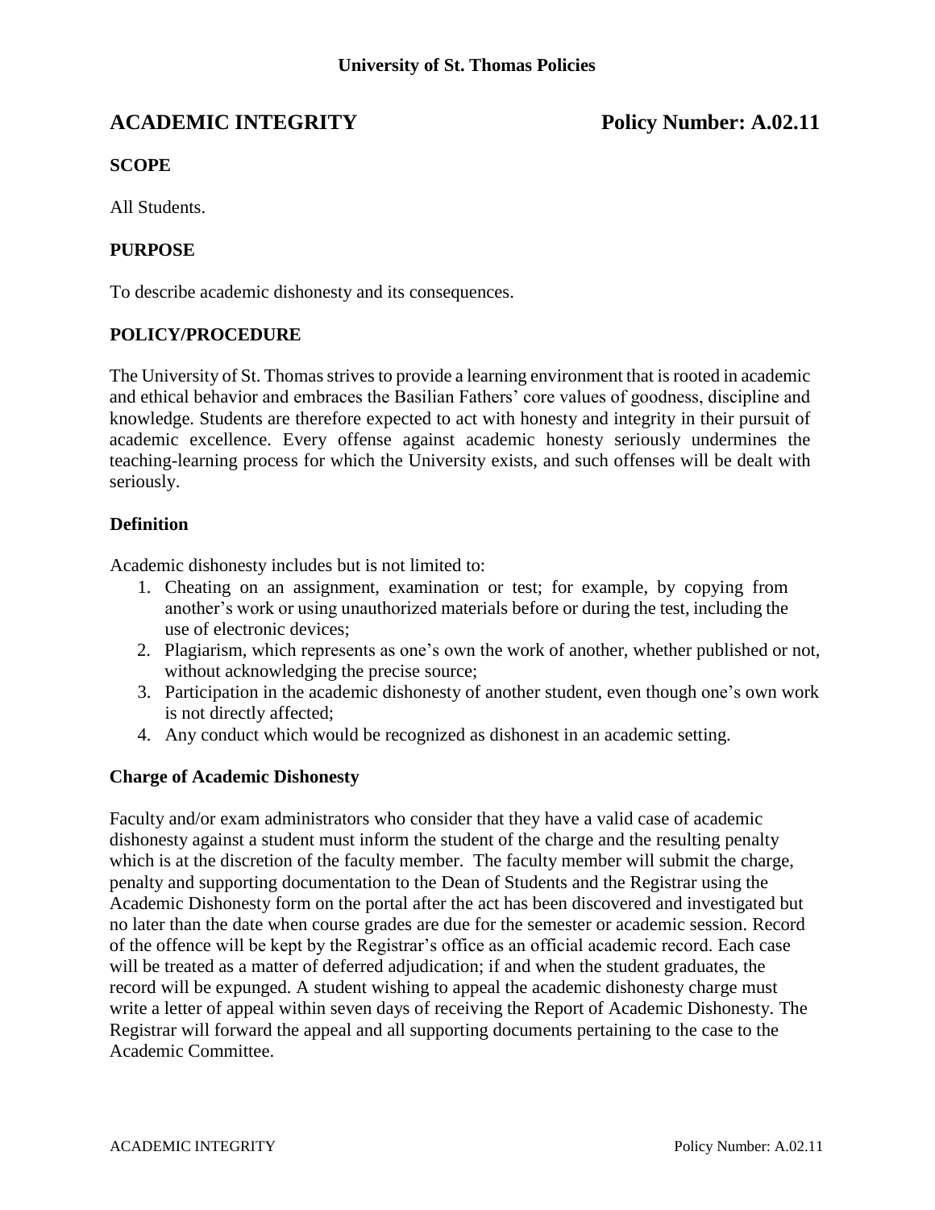**University of St. Thomas Policies**

# ACADEMIC INTEGRITY **Policy Number: A.02.11**

## SCOPE

All Students.

## PURPOSE

To describe academic dishonesty and its consequences.

## POLICY/PROCEDURE

The University of St. Thomas strives to provide a learning environment that is rooted in academic and ethical behavior and embraces the Basilian Fathers' core values of goodness, discipline and knowledge. Students are therefore expected to act with honesty and integrity in their pursuit of academic excellence. Every offense against academic honesty seriously undermines the teaching-learning process for which the University exists, and such offenses will be dealt with seriously.

### Definition

Academic dishonesty includes but is not limited to:

1. Cheating on an assignment, examination or test; for example, by copying from another's work or using unauthorized materials before or during the test, including the use of electronic devices;
2. Plagiarism, which represents as one's own the work of another, whether published or not, without acknowledging the precise source;
3. Participation in the academic dishonesty of another student, even though one's own work is not directly affected;
4. Any conduct which would be recognized as dishonest in an academic setting.

### Charge of Academic Dishonesty

Faculty and/or exam administrators who consider that they have a valid case of academic dishonesty against a student must inform the student of the charge and the resulting penalty which is at the discretion of the faculty member. The faculty member will submit the charge, penalty and supporting documentation to the Dean of Students and the Registrar using the Academic Dishonesty form on the portal after the act has been discovered and investigated but no later than the date when course grades are due for the semester or academic session. Record of the offence will be kept by the Registrar's office as an official academic record. Each case will be treated as a matter of deferred adjudication; if and when the student graduates, the record will be expunged. A student wishing to appeal the academic dishonesty charge must write a letter of appeal within seven days of receiving the Report of Academic Dishonesty. The Registrar will forward the appeal and all supporting documents pertaining to the case to the Academic Committee.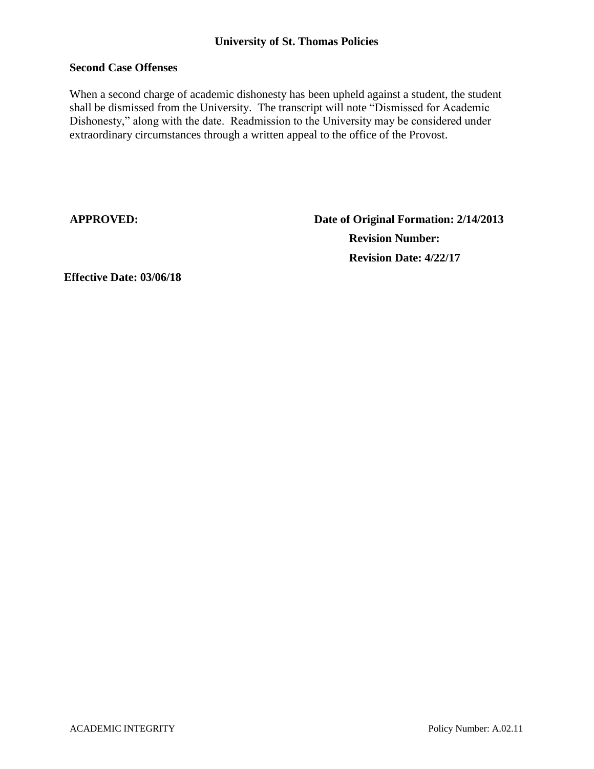**Second Case Offenses**

When a second charge of academic dishonesty has been upheld against a student, the student shall be dismissed from the University. The transcript will note "Dismissed for Academic Dishonesty," along with the date. Readmission to the University may be considered under extraordinary circumstances through a written appeal to the office of the Provost.

**APPROVED:**

**Date of Original Formation: 2/14/2013**

**Revision Number:**

**Revision Date: 4/22/17**

**Effective Date: 03/06/18**